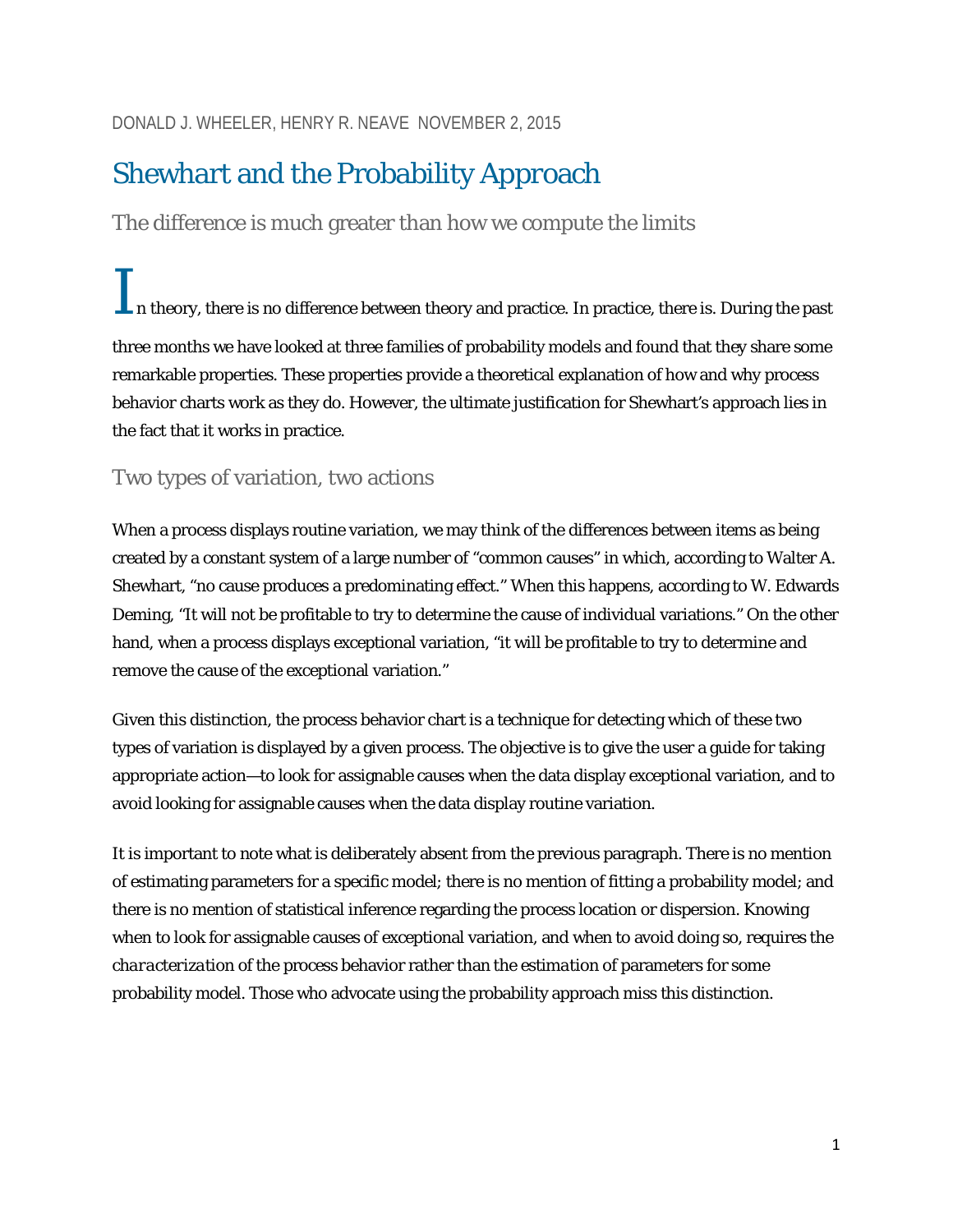DONALD J. WHEELER, HENRY R. NEAVE NOVEMBER 2, 2015

# Shewhart and the Probability Approach

## The difference is much greater than how we compute the limits

In theory, there is no difference between theory and practice. In practice, there is. During the past three months we have looked at three families of probability models and found that they share some remarkable properties. These properties provide a theoretical explanation of how and why process behavior charts work as they do. However, the ultimate justification for Shewhart's approach lies in the fact that it works in practice.

### Two types of variation, two actions

When a process displays routine variation, we may think of the differences between items as being created by a constant system of a large number of "common causes" in which, according to Walter A. Shewhart, "no cause produces a predominating effect." When this happens, according to W. Edwards Deming, "It will not be profitable to try to determine the cause of individual variations." On the other hand, when a process displays exceptional variation, "it will be profitable to try to determine and remove the cause of the exceptional variation."

Given this distinction, the process behavior chart is a technique for detecting which of these two types of variation is displayed by a given process. The objective is to give the user a guide for taking appropriate action—to look for assignable causes when the data display exceptional variation, and to avoid looking for assignable causes when the data display routine variation.

It is important to note what is deliberately absent from the previous paragraph. There is no mention of estimating parameters for a specific model; there is no mention of fitting a probability model; and there is no mention of statistical inference regarding the process location or dispersion. Knowing when to look for assignable causes of exceptional variation, and when to avoid doing so, requires the *characterization* of the process behavior rather than the *estimation* of parameters for some probability model. Those who advocate using the probability approach miss this distinction.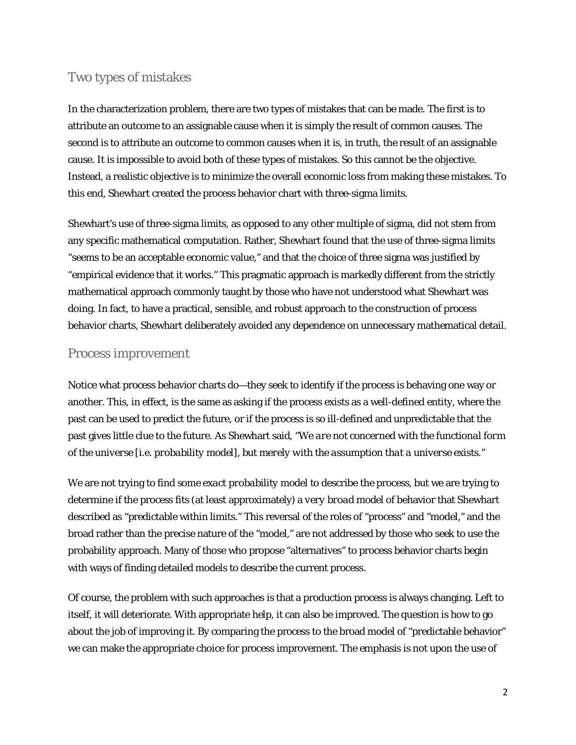## Two types of mistakes

In the characterization problem, there are two types of mistakes that can be made. The first is to attribute an outcome to an assignable cause when it is simply the result of common causes. The second is to attribute an outcome to common causes when it is, in truth, the result of an assignable cause. It is impossible to avoid both of these types of mistakes. So this cannot be the objective. Instead, a realistic objective is to minimize the overall economic loss from making these mistakes. To this end, Shewhart created the process behavior chart with three-sigma limits.

Shewhart's use of three-sigma limits, as opposed to any other multiple of sigma, did not stem from any specific mathematical computation. Rather, Shewhart found that the use of three-sigma limits "seems to be an acceptable economic value," and that the choice of three sigma was justified by "empirical evidence that it works." This pragmatic approach is markedly different from the strictly mathematical approach commonly taught by those who have not understood what Shewhart was doing. In fact, to have a practical, sensible, and robust approach to the construction of process behavior charts, Shewhart deliberately avoided any dependence on unnecessary mathematical detail.

## Process improvement

Notice what process behavior charts do—they seek to identify if the process is behaving one way or another. This, in effect, is the same as asking if the process exists as a well-defined entity, where the past can be used to predict the future, or if the process is so ill-defined and unpredictable that the past gives little clue to the future. As Shewhart said, "*We are not concerned with the functional form of the universe [i.e. probability model], but merely with the assumption that a universe exists.*"

We are not trying to find some *exact probability model* to describe the process, but we are trying to determine if the process fits (at least approximately) a *very broad* model of behavior that Shewhart described as "predictable within limits." This reversal of the roles of "process" and "model," and the broad rather than the precise nature of the "model," are not addressed by those who seek to use the probability approach. Many of those who propose "alternatives" to process behavior charts begin with ways of finding detailed models to describe the current process.

Of course, the problem with such approaches is that a production process is always changing. Left to itself, it will deteriorate. With appropriate help, it can also be improved. The question is how to go about the job of improving it. By comparing the process to the broad model of "predictable behavior" we can make the appropriate choice for process improvement. The emphasis is not upon the use of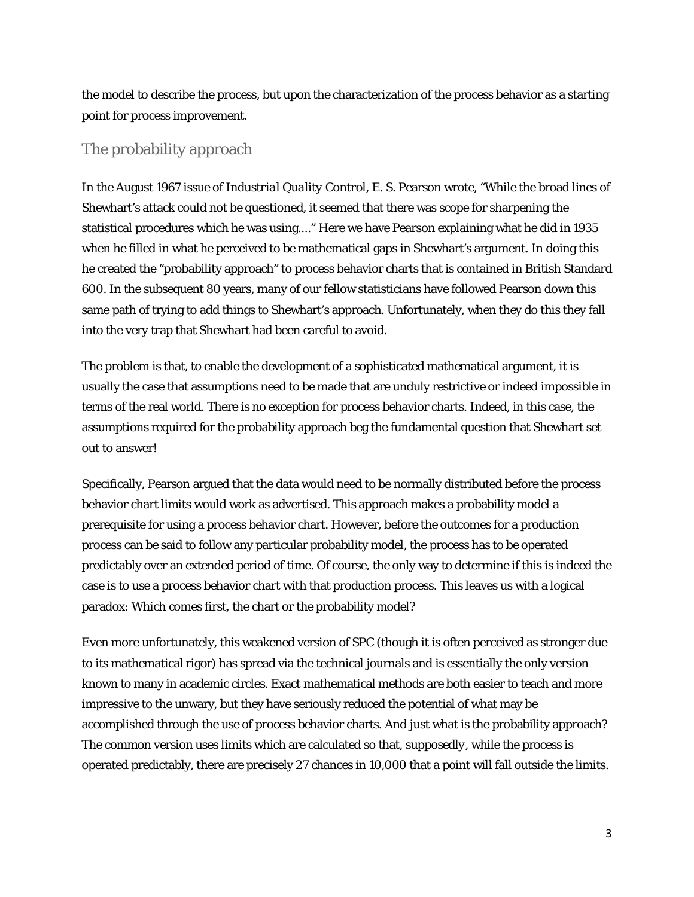the model to describe the process, but upon the characterization of the process behavior as a starting point for process improvement.

## The probability approach

In the August 1967 issue of *Industrial Quality Control*, E. S. Pearson wrote, "While the broad lines of Shewhart's attack could not be questioned, it seemed that there was scope for sharpening the statistical procedures which he was using...." Here we have Pearson explaining what he did in 1935 when he filled in what he perceived to be mathematical gaps in Shewhart's argument. In doing this he created the "probability approach" to process behavior charts that is contained in British Standard 600. In the subsequent 80 years, many of our fellow statisticians have followed Pearson down this same path of trying to add things to Shewhart's approach. Unfortunately, when they do this they fall into the very trap that Shewhart had been careful to avoid.

The problem is that, to enable the development of a sophisticated mathematical argument, it is usually the case that assumptions need to be made that are unduly restrictive or indeed impossible in terms of the real world. There is no exception for process behavior charts. Indeed, in this case, the assumptions required for the probability approach beg the fundamental question that Shewhart set out to answer!

Specifically, Pearson argued that the data would need to be normally distributed before the process behavior chart limits would work as advertised. This approach makes a probability model a prerequisite for using a process behavior chart. However, before the outcomes for a production process can be said to follow any particular probability model, the process has to be operated predictably over an extended period of time. Of course, the only way to determine if this is indeed the case is to use a process behavior chart with that production process. This leaves us with a logical paradox: Which comes first, the chart or the probability model?

Even more unfortunately, this weakened version of SPC (though it is often perceived as stronger due to its mathematical rigor) has spread via the technical journals and is essentially the only version known to many in academic circles. Exact mathematical methods are both easier to teach and more impressive to the unwary, but they have seriously reduced the potential of what may be accomplished through the use of process behavior charts. And just what is the probability approach? The common version uses limits which are calculated so that, supposedly, while the process is operated predictably, there are precisely 27 chances in 10,000 that a point will fall outside the limits.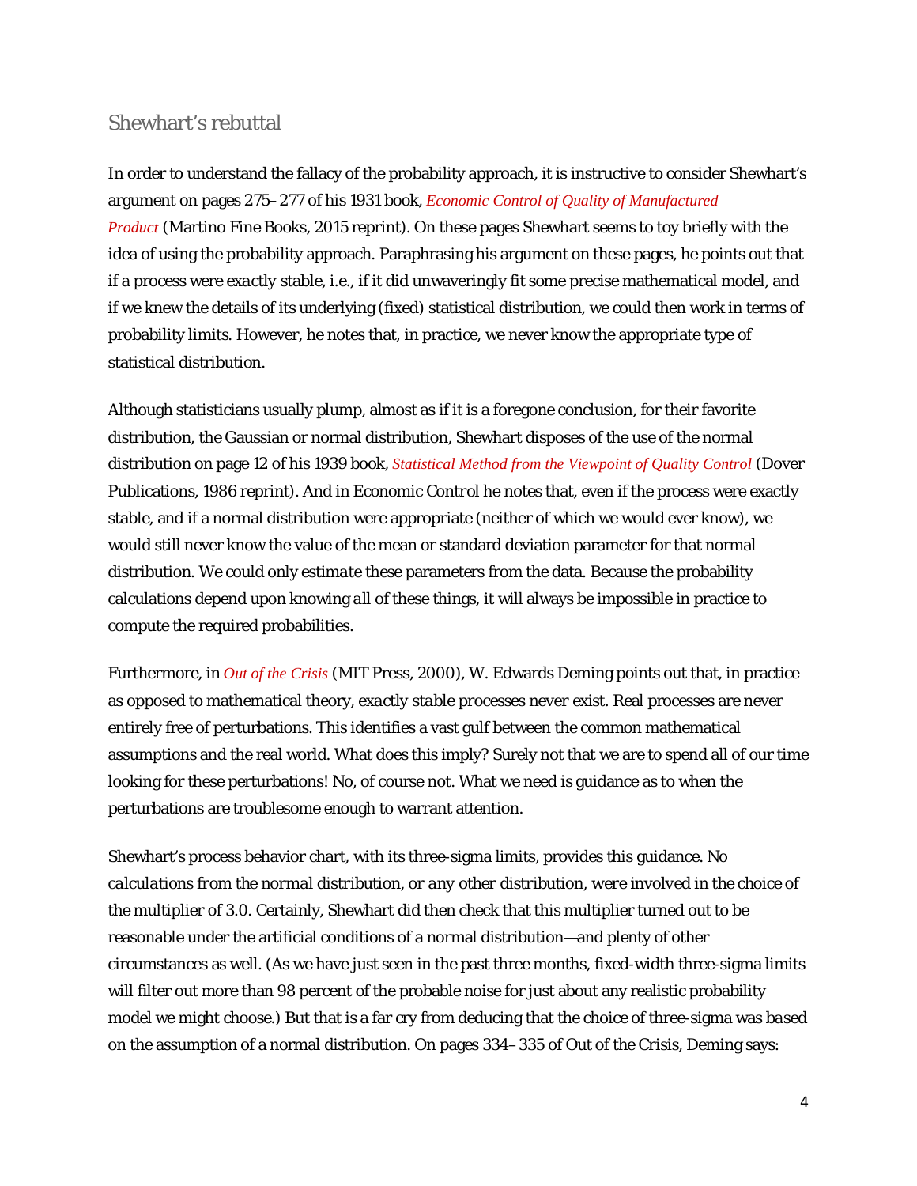## Shewhart's rebuttal

In order to understand the fallacy of the probability approach, it is instructive to consider Shewhart's argument on pages 275–277 of his 1931 book, *Economic Control of Quality of Manufactured Product* (Martino Fine Books, 2015 reprint). On these pages Shewhart seems to toy briefly with the idea of using the probability approach. Paraphrasing his argument on these pages, he points out that if a process were *exactly* stable, i.e., if it did unwaveringly fit some precise mathematical model, and if we knew the details of its underlying (fixed) statistical distribution, we could then work in terms of probability limits. However, he notes that, in practice, we never know the appropriate type of statistical distribution.

Although statisticians usually plump, almost as if it is a foregone conclusion, for their favorite distribution, the Gaussian or normal distribution, Shewhart disposes of the use of the normal distribution on page 12 of his 1939 book, *Statistical Method from the Viewpoint of Quality Control* (Dover Publications, 1986 reprint). And in *Economic Control* he notes that, even if the process were exactly stable, and if a normal distribution were appropriate (neither of which we would ever know), we would still never know the value of the mean or standard deviation parameter for that normal distribution. We could only *estimate* these parameters from the data. Because the probability calculations depend upon knowing *all* of these things, it will always be impossible in practice to compute the required probabilities.

Furthermore, in *Out of the Crisis* (MIT Press, 2000), W. Edwards Deming points out that, in practice as opposed to mathematical theory, *exactly stable processes never exist.* Real processes are never entirely free of perturbations. This identifies a vast gulf between the common mathematical assumptions and the real world. What does this imply? Surely not that we are to spend all of our time looking for these perturbations! No, of course not. What we need is guidance as to when the perturbations are troublesome enough to warrant attention.

Shewhart's process behavior chart, with its three-sigma limits, provides this guidance. *No calculations from the normal distribution, or any other distribution, were involved in the choice of the multiplier of 3.0.* Certainly, Shewhart did then check that this multiplier turned out to be reasonable under the artificial conditions of a normal distribution—and plenty of other circumstances as well. (As we have just seen in the past three months, fixed-width three-sigma limits will filter out more than 98 percent of the probable noise for just about any realistic probability model we might choose.) But that is a far cry from deducing that the choice of three-sigma was *based* on the assumption of a normal distribution. On pages 334–335 of *Out of the Crisis*, Deming says: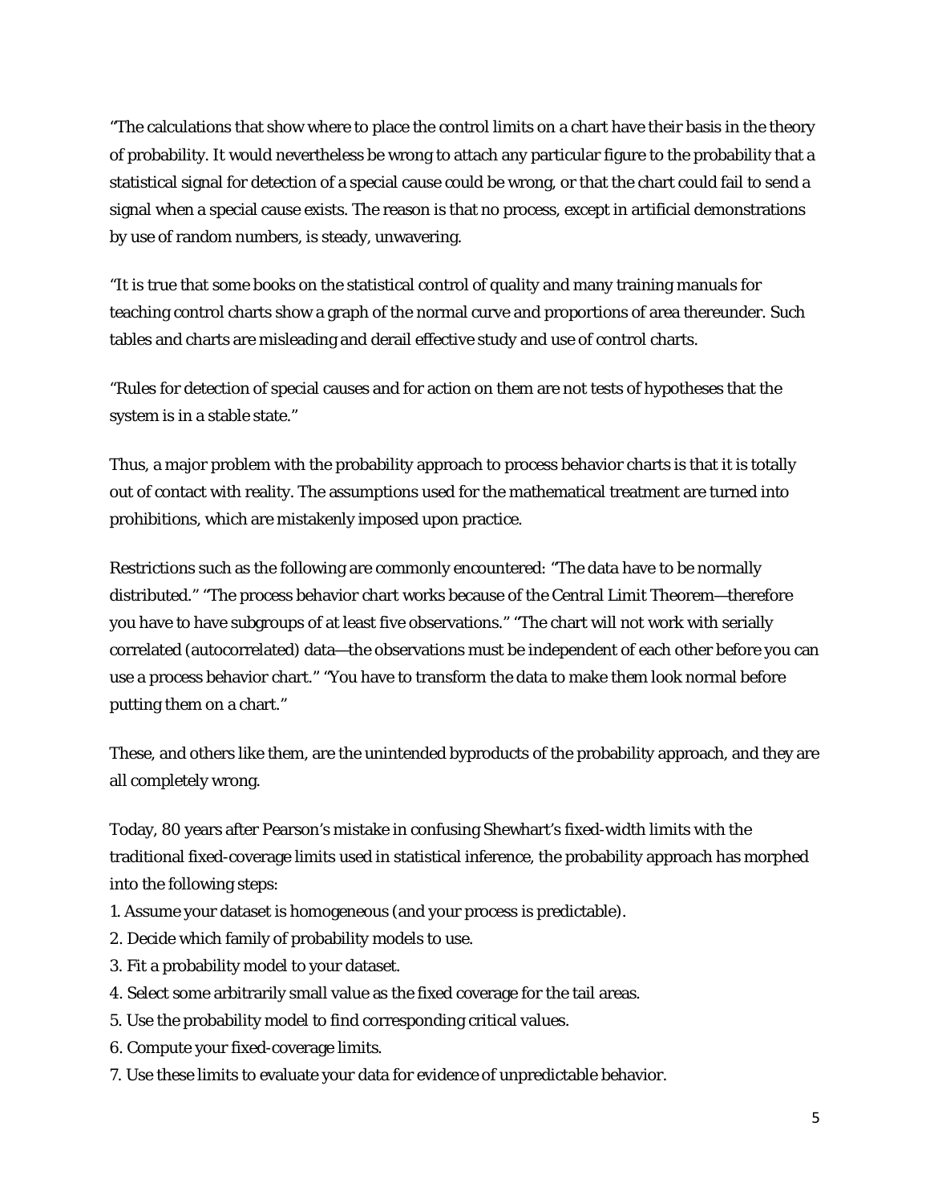"The calculations that show where to place the control limits on a chart have their basis in the theory of probability. It would nevertheless be wrong to attach any particular figure to the probability that a statistical signal for detection of a special cause could be wrong, or that the chart could fail to send a signal when a special cause exists. The reason is that no process, except in artificial demonstrations by use of random numbers, is steady, unwavering.

"It is true that some books on the statistical control of quality and many training manuals for teaching control charts show a graph of the normal curve and proportions of area thereunder. Such tables and charts are misleading and derail effective study and use of control charts.

"Rules for detection of special causes and for action on them are not tests of hypotheses that the system is in a stable state."

Thus, a major problem with the probability approach to process behavior charts is that it is totally out of contact with reality. The assumptions used for the mathematical treatment are turned into prohibitions, which are mistakenly imposed upon practice.

Restrictions such as the following are commonly encountered: "The data have to be normally distributed." "The process behavior chart works because of the Central Limit Theorem—therefore you have to have subgroups of at least five observations." "The chart will not work with serially correlated (autocorrelated) data—the observations must be independent of each other before you can use a process behavior chart." "You have to transform the data to make them look normal before putting them on a chart."

These, and others like them, are the unintended byproducts of the probability approach, and they are all completely wrong.

Today, 80 years after Pearson's mistake in confusing Shewhart's fixed-width limits with the traditional fixed-coverage limits used in statistical inference, the probability approach has morphed into the following steps:

1. Assume your dataset is homogeneous (and your process is predictable).
2. Decide which family of probability models to use.
3. Fit a probability model to your dataset.
4. Select some arbitrarily small value as the fixed coverage for the tail areas.
5. Use the probability model to find corresponding critical values.
6. Compute your fixed-coverage limits.
7. Use these limits to evaluate your data for evidence of unpredictable behavior.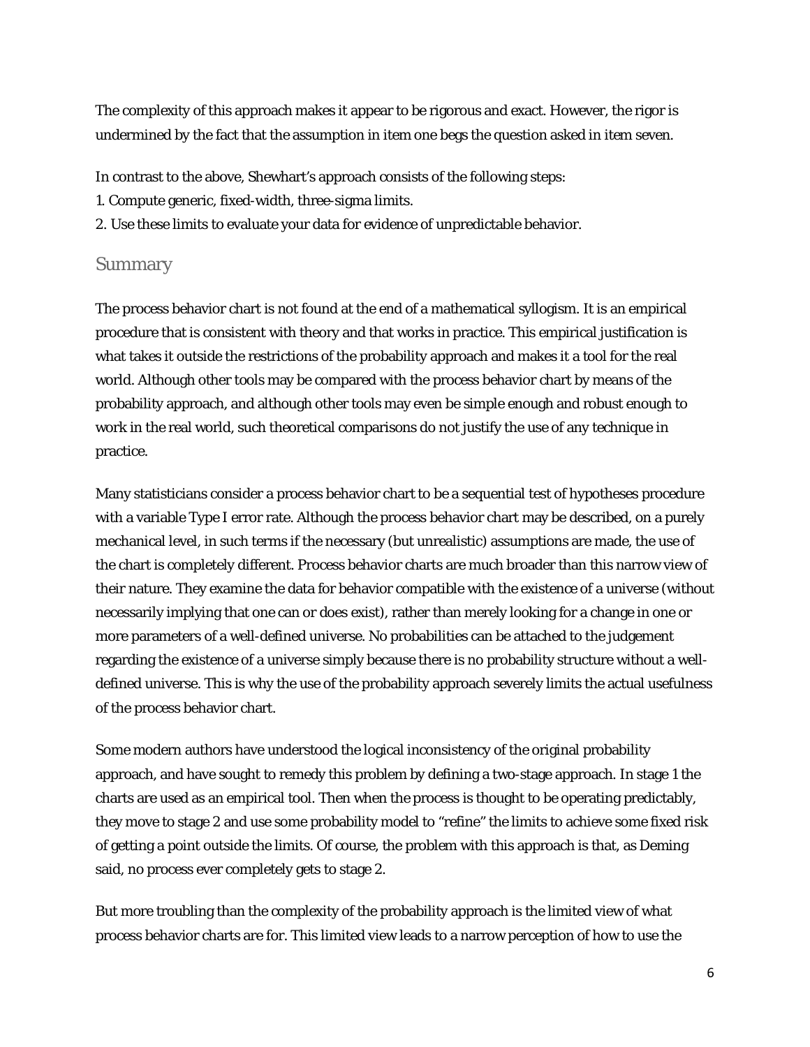The complexity of this approach makes it appear to be rigorous and exact. However, the rigor is undermined by the fact that the assumption in item one begs the question asked in item seven.

In contrast to the above, Shewhart's approach consists of the following steps:
1. Compute generic, fixed-width, three-sigma limits.
2. Use these limits to evaluate your data for evidence of unpredictable behavior.

## Summary

The process behavior chart is not found at the end of a mathematical syllogism. It is an empirical procedure that is consistent with theory and that works in practice. This empirical justification is what takes it outside the restrictions of the probability approach and makes it a tool for the real world. Although other tools may be compared with the process behavior chart by means of the probability approach, and although other tools may even be simple enough and robust enough to work in the real world, such theoretical comparisons do not justify the use of any technique in practice.

Many statisticians consider a process behavior chart to be a sequential test of hypotheses procedure with a variable Type I error rate. Although the process behavior chart may be described, on a purely mechanical level, in such terms if the necessary (but unrealistic) assumptions are made, the use of the chart is completely different. Process behavior charts are much broader than this narrow view of their nature. They examine the data for behavior compatible with the existence of a universe (without necessarily implying that one can or does exist), rather than merely looking for a change in one or more parameters of a well-defined universe. No probabilities can be attached to the judgement regarding the existence of a universe simply because there is no probability structure without a well-defined universe. This is why the use of the probability approach severely limits the actual usefulness of the process behavior chart.

Some modern authors have understood the logical inconsistency of the original probability approach, and have sought to remedy this problem by defining a two-stage approach. In stage 1 the charts are used as an empirical tool. Then when the process is thought to be operating predictably, they move to stage 2 and use some probability model to "refine" the limits to achieve some fixed risk of getting a point outside the limits. Of course, the problem with this approach is that, as Deming said, no process ever completely gets to stage 2.

But more troubling than the complexity of the probability approach is the limited view of what process behavior charts are for. This limited view leads to a narrow perception of how to use the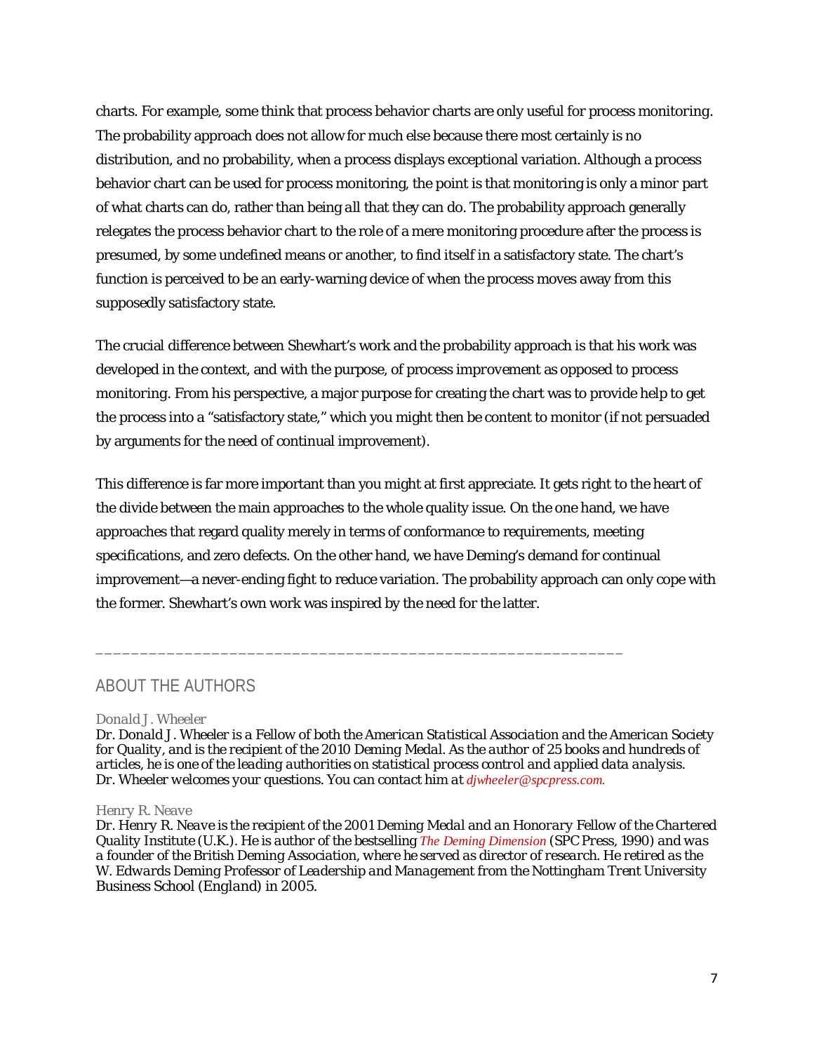charts. For example, some think that process behavior charts are only useful for process monitoring. The probability approach does not allow for much else because there most certainly is no distribution, and no probability, when a process displays exceptional variation. Although a process behavior chart *can* be used for process monitoring, the point is that monitoring is only a minor part of what charts can do, rather than being *all* that they can do. The probability approach generally relegates the process behavior chart to the role of a mere monitoring procedure after the process is presumed, by some undefined means or another, to find itself in a satisfactory state. The chart's function is perceived to be an early-warning device of when the process moves away from this supposedly satisfactory state.

The crucial difference between Shewhart's work and the probability approach is that his work was developed in the context, and with the purpose, of process *improvement* as opposed to process *monitoring*. From his perspective, a major purpose for creating the chart was to provide help to get the process into a "satisfactory state," which you might then be content to monitor (if not persuaded by arguments for the need of continual improvement).

This difference is far more important than you might at first appreciate. It gets right to the heart of the divide between the main approaches to the whole quality issue. On the one hand, we have approaches that regard quality merely in terms of conformance to requirements, meeting specifications, and zero defects. On the other hand, we have Deming's demand for continual improvement—a never-ending fight to reduce variation. The probability approach can only cope with the former. Shewhart's own work was inspired by the need for the latter.

---

## ABOUT THE AUTHORS

### *Donald J. Wheeler*

*Dr. Donald J. Wheeler is a Fellow of both the American Statistical Association and the American Society for Quality, and is the recipient of the 2010 Deming Medal. As the author of 25 books and hundreds of articles, he is one of the leading authorities on statistical process control and applied data analysis. Dr. Wheeler welcomes your questions. You can contact him at djwheeler@spcpress.com.*

### *Henry R. Neave*

*Dr. Henry R. Neave is the recipient of the 2001 Deming Medal and an Honorary Fellow of the Chartered Quality Institute (U.K.). He is author of the bestselling The Deming Dimension (SPC Press, 1990) and was a founder of the British Deming Association, where he served as director of research. He retired as the W. Edwards Deming Professor of Leadership and Management from the Nottingham Trent University Business School (England) in 2005.*